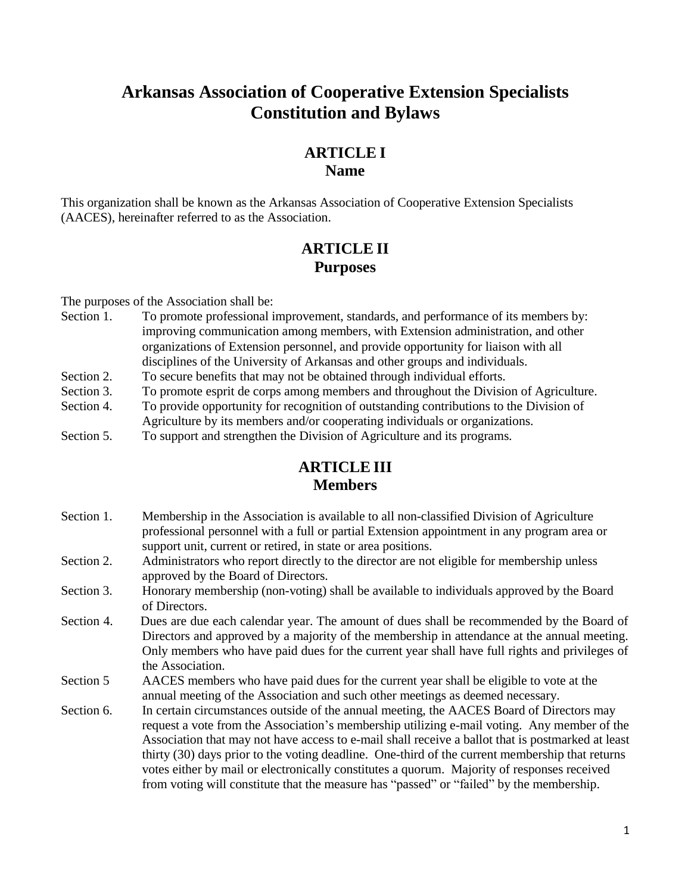# Arkansas Association of Cooperative Extension Specialists Constitution and Bylaws

## ARTICLE I
## Name

This organization shall be known as the Arkansas Association of Cooperative Extension Specialists (AACES), hereinafter referred to as the Association.

## ARTICLE II
## Purposes

The purposes of the Association shall be:

Section 1. To promote professional improvement, standards, and performance of its members by: improving communication among members, with Extension administration, and other organizations of Extension personnel, and provide opportunity for liaison with all disciplines of the University of Arkansas and other groups and individuals.

Section 2. To secure benefits that may not be obtained through individual efforts.

Section 3. To promote esprit de corps among members and throughout the Division of Agriculture.

Section 4. To provide opportunity for recognition of outstanding contributions to the Division of Agriculture by its members and/or cooperating individuals or organizations.

Section 5. To support and strengthen the Division of Agriculture and its programs.

## ARTICLE III
## Members

Section 1. Membership in the Association is available to all non-classified Division of Agriculture professional personnel with a full or partial Extension appointment in any program area or support unit, current or retired, in state or area positions.

Section 2. Administrators who report directly to the director are not eligible for membership unless approved by the Board of Directors.

Section 3. Honorary membership (non-voting) shall be available to individuals approved by the Board of Directors.

Section 4. Dues are due each calendar year. The amount of dues shall be recommended by the Board of Directors and approved by a majority of the membership in attendance at the annual meeting. Only members who have paid dues for the current year shall have full rights and privileges of the Association.

Section 5 AACES members who have paid dues for the current year shall be eligible to vote at the annual meeting of the Association and such other meetings as deemed necessary.

Section 6. In certain circumstances outside of the annual meeting, the AACES Board of Directors may request a vote from the Association's membership utilizing e-mail voting. Any member of the Association that may not have access to e-mail shall receive a ballot that is postmarked at least thirty (30) days prior to the voting deadline. One-third of the current membership that returns votes either by mail or electronically constitutes a quorum. Majority of responses received from voting will constitute that the measure has "passed" or "failed" by the membership.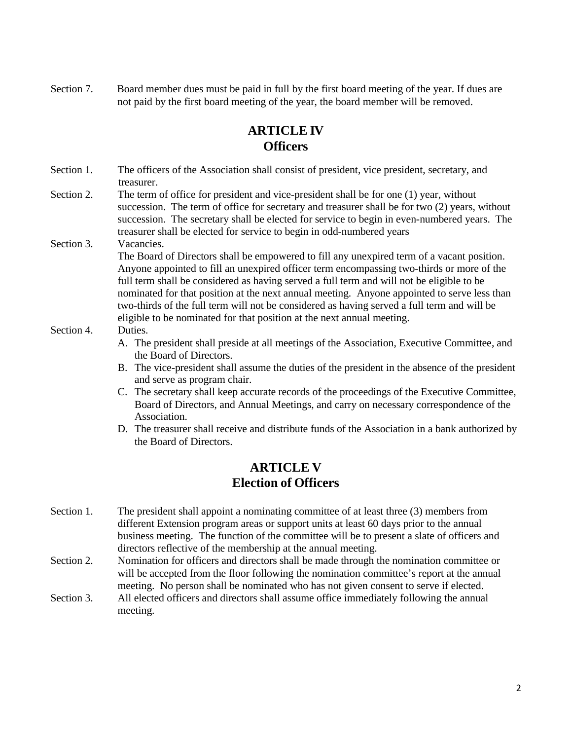Section 7. Board member dues must be paid in full by the first board meeting of the year. If dues are not paid by the first board meeting of the year, the board member will be removed.

## ARTICLE IV
## Officers

Section 1. The officers of the Association shall consist of president, vice president, secretary, and treasurer.

Section 2. The term of office for president and vice-president shall be for one (1) year, without succession. The term of office for secretary and treasurer shall be for two (2) years, without succession. The secretary shall be elected for service to begin in even-numbered years. The treasurer shall be elected for service to begin in odd-numbered years

Section 3. Vacancies.
The Board of Directors shall be empowered to fill any unexpired term of a vacant position. Anyone appointed to fill an unexpired officer term encompassing two-thirds or more of the full term shall be considered as having served a full term and will not be eligible to be nominated for that position at the next annual meeting. Anyone appointed to serve less than two-thirds of the full term will not be considered as having served a full term and will be eligible to be nominated for that position at the next annual meeting.

Section 4. Duties.

A. The president shall preside at all meetings of the Association, Executive Committee, and the Board of Directors.
B. The vice-president shall assume the duties of the president in the absence of the president and serve as program chair.
C. The secretary shall keep accurate records of the proceedings of the Executive Committee, Board of Directors, and Annual Meetings, and carry on necessary correspondence of the Association.
D. The treasurer shall receive and distribute funds of the Association in a bank authorized by the Board of Directors.

## ARTICLE V
## Election of Officers

Section 1. The president shall appoint a nominating committee of at least three (3) members from different Extension program areas or support units at least 60 days prior to the annual business meeting. The function of the committee will be to present a slate of officers and directors reflective of the membership at the annual meeting.

Section 2. Nomination for officers and directors shall be made through the nomination committee or will be accepted from the floor following the nomination committee's report at the annual meeting. No person shall be nominated who has not given consent to serve if elected.

Section 3. All elected officers and directors shall assume office immediately following the annual meeting.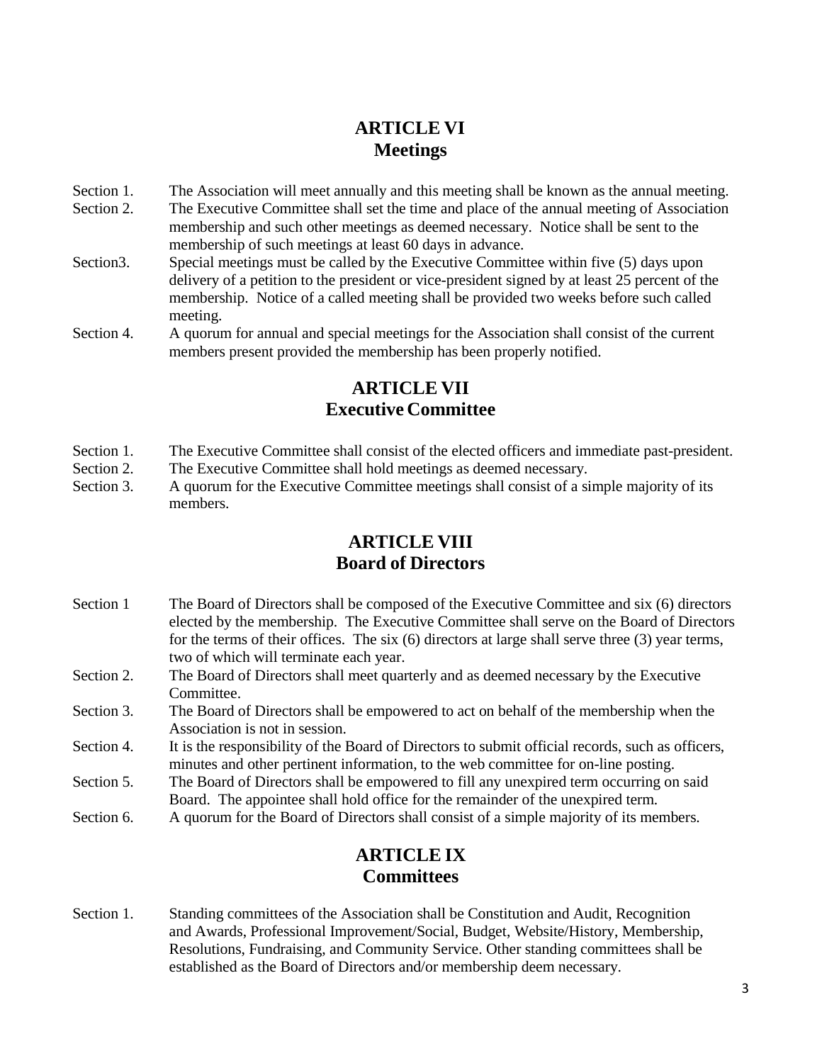## ARTICLE VI
## Meetings

Section 1. The Association will meet annually and this meeting shall be known as the annual meeting.

Section 2. The Executive Committee shall set the time and place of the annual meeting of Association membership and such other meetings as deemed necessary. Notice shall be sent to the membership of such meetings at least 60 days in advance.

Section3. Special meetings must be called by the Executive Committee within five (5) days upon delivery of a petition to the president or vice-president signed by at least 25 percent of the membership. Notice of a called meeting shall be provided two weeks before such called meeting.

Section 4. A quorum for annual and special meetings for the Association shall consist of the current members present provided the membership has been properly notified.

## ARTICLE VII
## Executive Committee

Section 1. The Executive Committee shall consist of the elected officers and immediate past-president.

Section 2. The Executive Committee shall hold meetings as deemed necessary.

Section 3. A quorum for the Executive Committee meetings shall consist of a simple majority of its members.

## ARTICLE VIII
## Board of Directors

Section 1 The Board of Directors shall be composed of the Executive Committee and six (6) directors elected by the membership. The Executive Committee shall serve on the Board of Directors for the terms of their offices. The six (6) directors at large shall serve three (3) year terms, two of which will terminate each year.

Section 2. The Board of Directors shall meet quarterly and as deemed necessary by the Executive Committee.

Section 3. The Board of Directors shall be empowered to act on behalf of the membership when the Association is not in session.

Section 4. It is the responsibility of the Board of Directors to submit official records, such as officers, minutes and other pertinent information, to the web committee for on-line posting.

Section 5. The Board of Directors shall be empowered to fill any unexpired term occurring on said Board. The appointee shall hold office for the remainder of the unexpired term.

Section 6. A quorum for the Board of Directors shall consist of a simple majority of its members.

## ARTICLE IX
## Committees

Section 1. Standing committees of the Association shall be Constitution and Audit, Recognition and Awards, Professional Improvement/Social, Budget, Website/History, Membership, Resolutions, Fundraising, and Community Service. Other standing committees shall be established as the Board of Directors and/or membership deem necessary.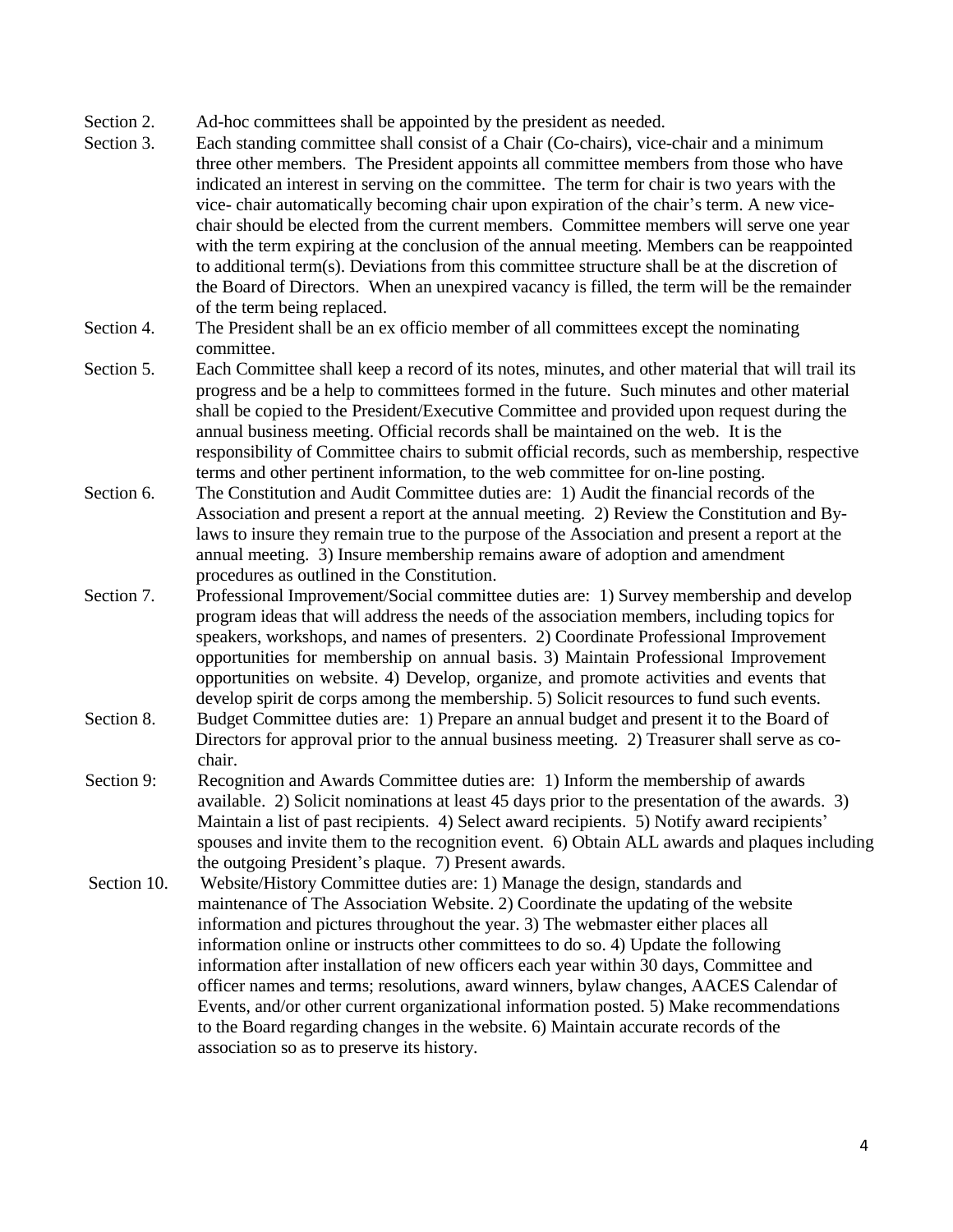Section 2. Ad-hoc committees shall be appointed by the president as needed.

Section 3. Each standing committee shall consist of a Chair (Co-chairs), vice-chair and a minimum three other members. The President appoints all committee members from those who have indicated an interest in serving on the committee. The term for chair is two years with the vice- chair automatically becoming chair upon expiration of the chair's term. A new vice-chair should be elected from the current members. Committee members will serve one year with the term expiring at the conclusion of the annual meeting. Members can be reappointed to additional term(s). Deviations from this committee structure shall be at the discretion of the Board of Directors. When an unexpired vacancy is filled, the term will be the remainder of the term being replaced.

Section 4. The President shall be an ex officio member of all committees except the nominating committee.

Section 5. Each Committee shall keep a record of its notes, minutes, and other material that will trail its progress and be a help to committees formed in the future. Such minutes and other material shall be copied to the President/Executive Committee and provided upon request during the annual business meeting. Official records shall be maintained on the web. It is the responsibility of Committee chairs to submit official records, such as membership, respective terms and other pertinent information, to the web committee for on-line posting.

Section 6. The Constitution and Audit Committee duties are: 1) Audit the financial records of the Association and present a report at the annual meeting. 2) Review the Constitution and By-laws to insure they remain true to the purpose of the Association and present a report at the annual meeting. 3) Insure membership remains aware of adoption and amendment procedures as outlined in the Constitution.

Section 7. Professional Improvement/Social committee duties are: 1) Survey membership and develop program ideas that will address the needs of the association members, including topics for speakers, workshops, and names of presenters. 2) Coordinate Professional Improvement opportunities for membership on annual basis. 3) Maintain Professional Improvement opportunities on website. 4) Develop, organize, and promote activities and events that develop spirit de corps among the membership. 5) Solicit resources to fund such events.

Section 8. Budget Committee duties are: 1) Prepare an annual budget and present it to the Board of Directors for approval prior to the annual business meeting. 2) Treasurer shall serve as co-chair.

Section 9: Recognition and Awards Committee duties are: 1) Inform the membership of awards available. 2) Solicit nominations at least 45 days prior to the presentation of the awards. 3) Maintain a list of past recipients. 4) Select award recipients. 5) Notify award recipients' spouses and invite them to the recognition event. 6) Obtain ALL awards and plaques including the outgoing President's plaque. 7) Present awards.

Section 10. Website/History Committee duties are: 1) Manage the design, standards and maintenance of The Association Website. 2) Coordinate the updating of the website information and pictures throughout the year. 3) The webmaster either places all information online or instructs other committees to do so. 4) Update the following information after installation of new officers each year within 30 days, Committee and officer names and terms; resolutions, award winners, bylaw changes, AACES Calendar of Events, and/or other current organizational information posted. 5) Make recommendations to the Board regarding changes in the website. 6) Maintain accurate records of the association so as to preserve its history.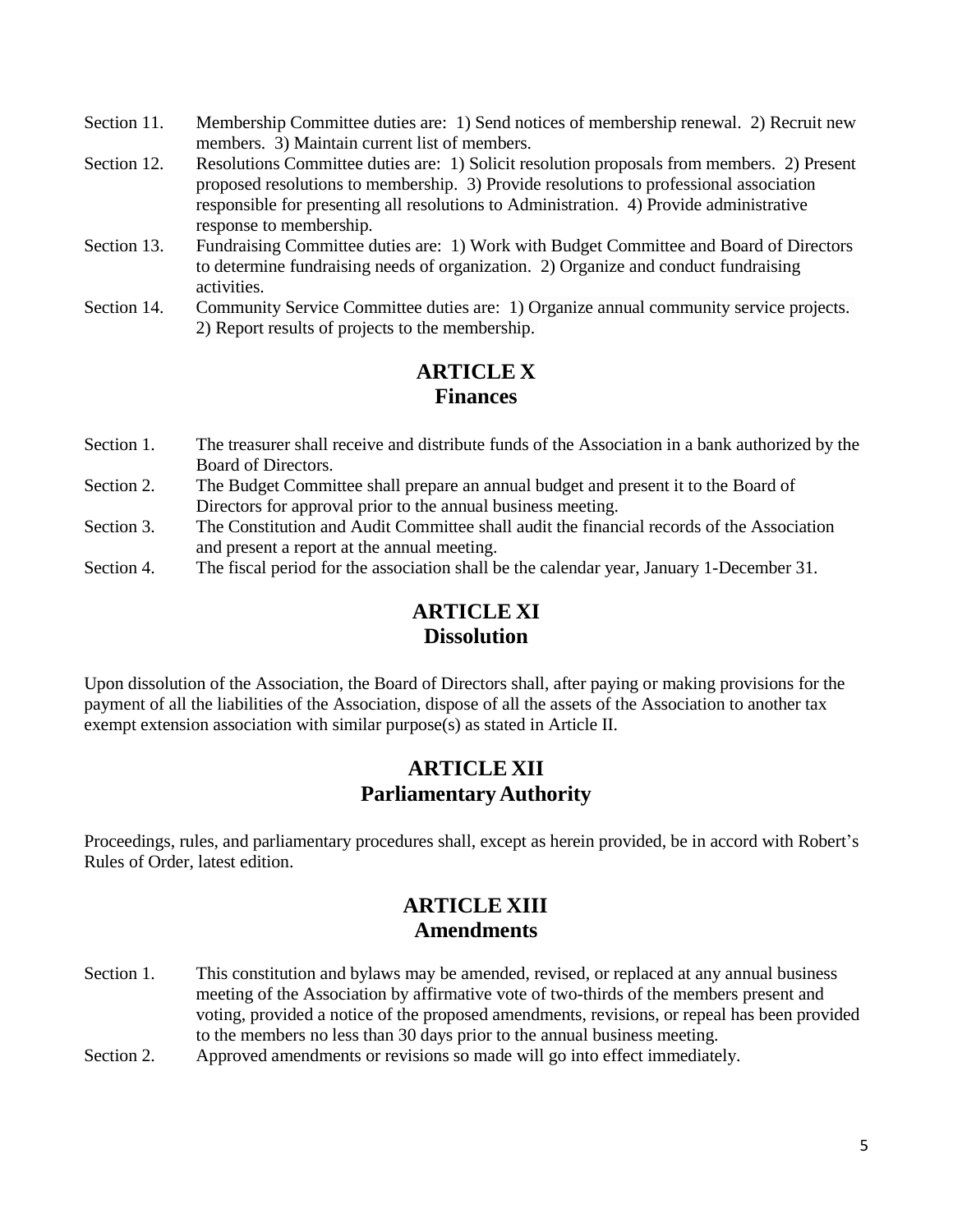Section 11. Membership Committee duties are: 1) Send notices of membership renewal. 2) Recruit new members. 3) Maintain current list of members.

Section 12. Resolutions Committee duties are: 1) Solicit resolution proposals from members. 2) Present proposed resolutions to membership. 3) Provide resolutions to professional association responsible for presenting all resolutions to Administration. 4) Provide administrative response to membership.

Section 13. Fundraising Committee duties are: 1) Work with Budget Committee and Board of Directors to determine fundraising needs of organization. 2) Organize and conduct fundraising activities.

Section 14. Community Service Committee duties are: 1) Organize annual community service projects. 2) Report results of projects to the membership.

## ARTICLE X
## Finances

Section 1. The treasurer shall receive and distribute funds of the Association in a bank authorized by the Board of Directors.

Section 2. The Budget Committee shall prepare an annual budget and present it to the Board of Directors for approval prior to the annual business meeting.

Section 3. The Constitution and Audit Committee shall audit the financial records of the Association and present a report at the annual meeting.

Section 4. The fiscal period for the association shall be the calendar year, January 1-December 31.

## ARTICLE XI
## Dissolution

Upon dissolution of the Association, the Board of Directors shall, after paying or making provisions for the payment of all the liabilities of the Association, dispose of all the assets of the Association to another tax exempt extension association with similar purpose(s) as stated in Article II.

## ARTICLE XII
## Parliamentary Authority

Proceedings, rules, and parliamentary procedures shall, except as herein provided, be in accord with Robert's Rules of Order, latest edition.

## ARTICLE XIII
## Amendments

Section 1. This constitution and bylaws may be amended, revised, or replaced at any annual business meeting of the Association by affirmative vote of two-thirds of the members present and voting, provided a notice of the proposed amendments, revisions, or repeal has been provided to the members no less than 30 days prior to the annual business meeting.

Section 2. Approved amendments or revisions so made will go into effect immediately.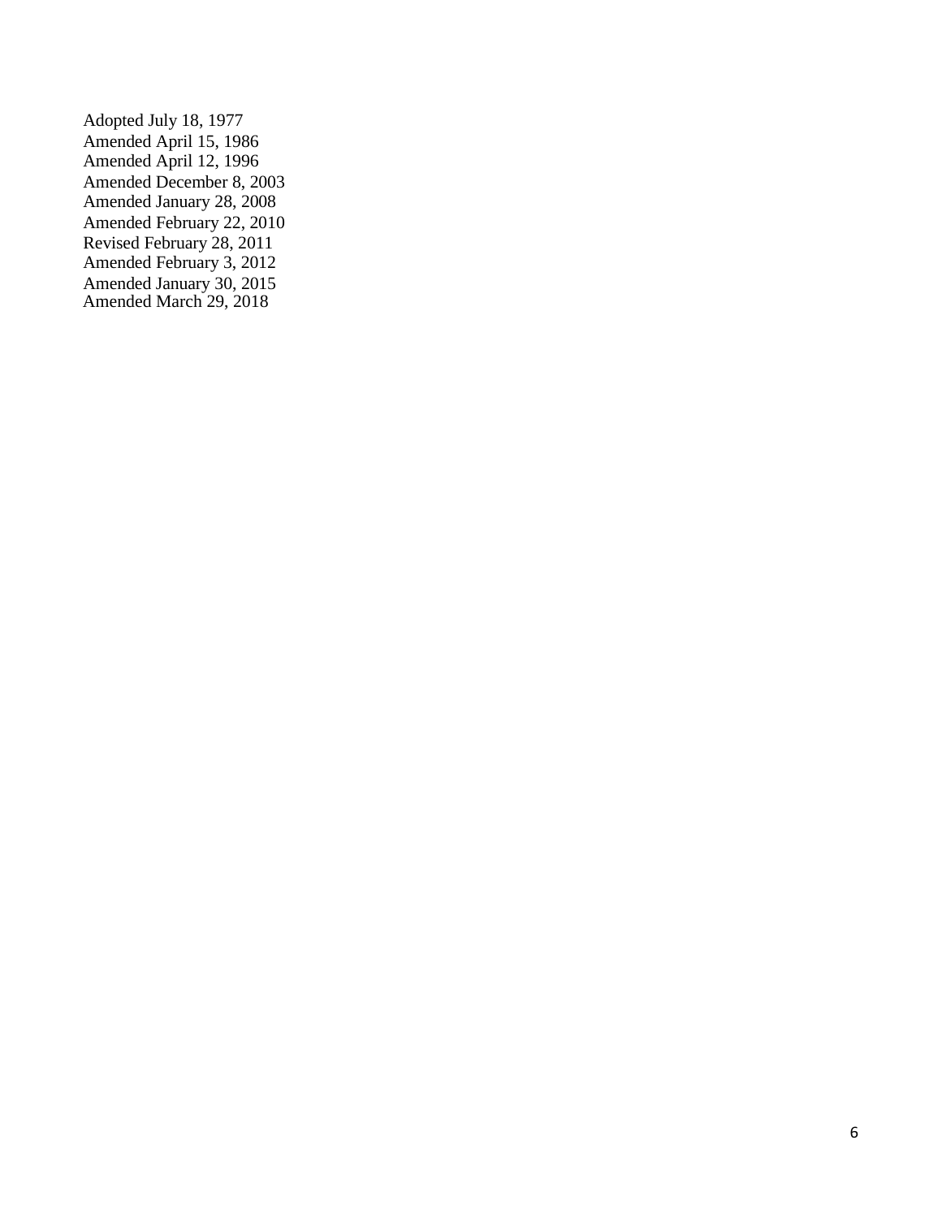Adopted July 18, 1977  
Amended April 15, 1986  
Amended April 12, 1996  
Amended December 8, 2003  
Amended January 28, 2008  
Amended February 22, 2010  
Revised February 28, 2011  
Amended February 3, 2012  
Amended January 30, 2015  
Amended March 29, 2018